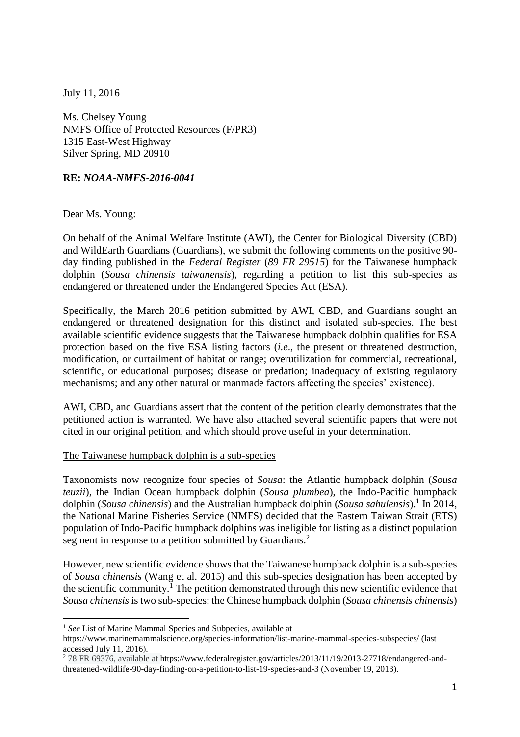July 11, 2016

Ms. Chelsey Young
NMFS Office of Protected Resources (F/PR3)
1315 East-West Highway
Silver Spring, MD 20910

**RE:** ***NOAA-NMFS-2016-0041***

Dear Ms. Young:

On behalf of the Animal Welfare Institute (AWI), the Center for Biological Diversity (CBD) and WildEarth Guardians (Guardians), we submit the following comments on the positive 90-day finding published in the *Federal Register* (*89 FR 29515*) for the Taiwanese humpback dolphin (*Sousa chinensis taiwanensis*), regarding a petition to list this sub-species as endangered or threatened under the Endangered Species Act (ESA).

Specifically, the March 2016 petition submitted by AWI, CBD, and Guardians sought an endangered or threatened designation for this distinct and isolated sub-species. The best available scientific evidence suggests that the Taiwanese humpback dolphin qualifies for ESA protection based on the five ESA listing factors (*i.e*., the present or threatened destruction, modification, or curtailment of habitat or range; overutilization for commercial, recreational, scientific, or educational purposes; disease or predation; inadequacy of existing regulatory mechanisms; and any other natural or manmade factors affecting the species' existence).

AWI, CBD, and Guardians assert that the content of the petition clearly demonstrates that the petitioned action is warranted. We have also attached several scientific papers that were not cited in our original petition, and which should prove useful in your determination.

<u>The Taiwanese humpback dolphin is a sub-species</u>

Taxonomists now recognize four species of *Sousa*: the Atlantic humpback dolphin (*Sousa teuzii*), the Indian Ocean humpback dolphin (*Sousa plumbea*), the Indo-Pacific humpback dolphin (*Sousa chinensis*) and the Australian humpback dolphin (*Sousa sahulensis*).[1] In 2014, the National Marine Fisheries Service (NMFS) decided that the Eastern Taiwan Strait (ETS) population of Indo-Pacific humpback dolphins was ineligible for listing as a distinct population segment in response to a petition submitted by Guardians.[2]

However, new scientific evidence shows that the Taiwanese humpback dolphin is a sub-species of *Sousa chinensis* (Wang et al. 2015) and this sub-species designation has been accepted by the scientific community.[1] The petition demonstrated through this new scientific evidence that *Sousa chinensis* is two sub-species: the Chinese humpback dolphin (*Sousa chinensis chinensis*)

---

[1] *See* List of Marine Mammal Species and Subspecies, available at https://www.marinemammalscience.org/species-information/list-marine-mammal-species-subspecies/ (last accessed July 11, 2016).

[2] 78 FR 69376, available at https://www.federalregister.gov/articles/2013/11/19/2013-27718/endangered-and-threatened-wildlife-90-day-finding-on-a-petition-to-list-19-species-and-3 (November 19, 2013).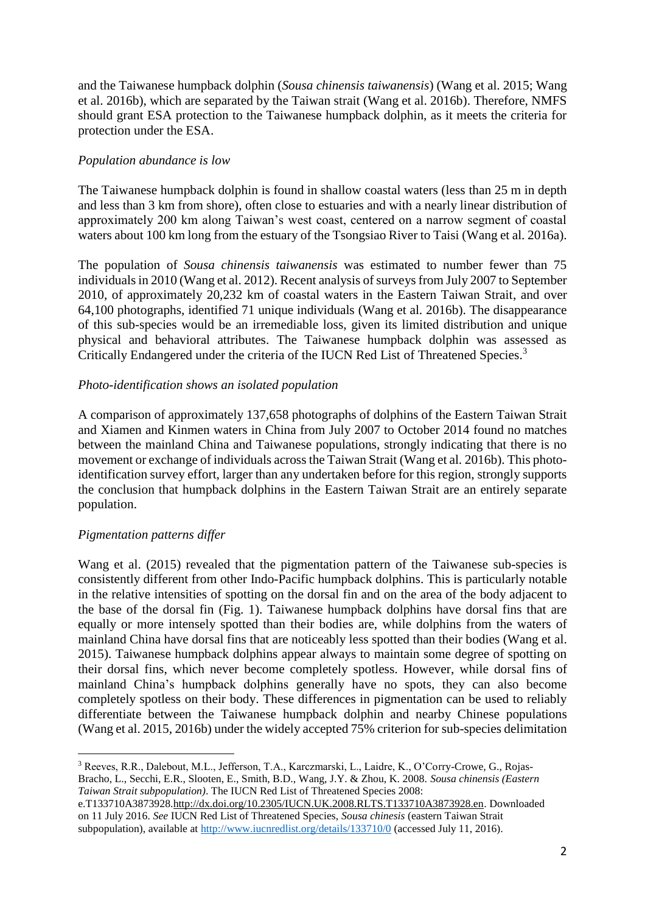and the Taiwanese humpback dolphin (*Sousa chinensis taiwanensis*) (Wang et al. 2015; Wang et al. 2016b), which are separated by the Taiwan strait (Wang et al. 2016b). Therefore, NMFS should grant ESA protection to the Taiwanese humpback dolphin, as it meets the criteria for protection under the ESA.

*Population abundance is low*

The Taiwanese humpback dolphin is found in shallow coastal waters (less than 25 m in depth and less than 3 km from shore), often close to estuaries and with a nearly linear distribution of approximately 200 km along Taiwan's west coast, centered on a narrow segment of coastal waters about 100 km long from the estuary of the Tsongsiao River to Taisi (Wang et al. 2016a).

The population of *Sousa chinensis taiwanensis* was estimated to number fewer than 75 individuals in 2010 (Wang et al. 2012). Recent analysis of surveys from July 2007 to September 2010, of approximately 20,232 km of coastal waters in the Eastern Taiwan Strait, and over 64,100 photographs, identified 71 unique individuals (Wang et al. 2016b). The disappearance of this sub-species would be an irremediable loss, given its limited distribution and unique physical and behavioral attributes. The Taiwanese humpback dolphin was assessed as Critically Endangered under the criteria of the IUCN Red List of Threatened Species.[3]

*Photo-identification shows an isolated population*

A comparison of approximately 137,658 photographs of dolphins of the Eastern Taiwan Strait and Xiamen and Kinmen waters in China from July 2007 to October 2014 found no matches between the mainland China and Taiwanese populations, strongly indicating that there is no movement or exchange of individuals across the Taiwan Strait (Wang et al. 2016b). This photo-identification survey effort, larger than any undertaken before for this region, strongly supports the conclusion that humpback dolphins in the Eastern Taiwan Strait are an entirely separate population.

*Pigmentation patterns differ*

Wang et al. (2015) revealed that the pigmentation pattern of the Taiwanese sub-species is consistently different from other Indo-Pacific humpback dolphins. This is particularly notable in the relative intensities of spotting on the dorsal fin and on the area of the body adjacent to the base of the dorsal fin (Fig. 1). Taiwanese humpback dolphins have dorsal fins that are equally or more intensely spotted than their bodies are, while dolphins from the waters of mainland China have dorsal fins that are noticeably less spotted than their bodies (Wang et al. 2015). Taiwanese humpback dolphins appear always to maintain some degree of spotting on their dorsal fins, which never become completely spotless. However, while dorsal fins of mainland China's humpback dolphins generally have no spots, they can also become completely spotless on their body. These differences in pigmentation can be used to reliably differentiate between the Taiwanese humpback dolphin and nearby Chinese populations (Wang et al. 2015, 2016b) under the widely accepted 75% criterion for sub-species delimitation

---

[3] Reeves, R.R., Dalebout, M.L., Jefferson, T.A., Karczmarski, L., Laidre, K., O'Corry-Crowe, G., Rojas-Bracho, L., Secchi, E.R., Slooten, E., Smith, B.D., Wang, J.Y. & Zhou, K. 2008. *Sousa chinensis (Eastern Taiwan Strait subpopulation)*. The IUCN Red List of Threatened Species 2008: e.T133710A3873928.http://dx.doi.org/10.2305/IUCN.UK.2008.RLTS.T133710A3873928.en. Downloaded on 11 July 2016. *See* IUCN Red List of Threatened Species, *Sousa chinesis* (eastern Taiwan Strait subpopulation), available at http://www.iucnredlist.org/details/133710/0 (accessed July 11, 2016).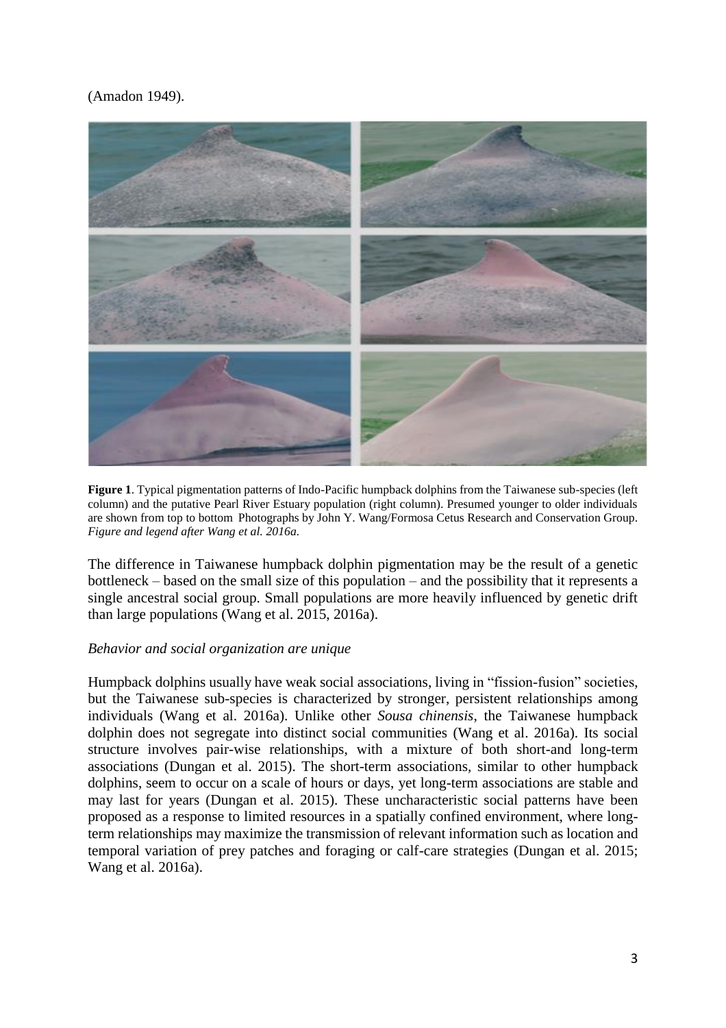(Amadon 1949).

**Figure 1**. Typical pigmentation patterns of Indo-Pacific humpback dolphins from the Taiwanese sub-species (left column) and the putative Pearl River Estuary population (right column). Presumed younger to older individuals are shown from top to bottom Photographs by John Y. Wang/Formosa Cetus Research and Conservation Group. *Figure and legend after Wang et al. 2016a.*

The difference in Taiwanese humpback dolphin pigmentation may be the result of a genetic bottleneck – based on the small size of this population – and the possibility that it represents a single ancestral social group. Small populations are more heavily influenced by genetic drift than large populations (Wang et al. 2015, 2016a).

*Behavior and social organization are unique*

Humpback dolphins usually have weak social associations, living in "fission-fusion" societies, but the Taiwanese sub-species is characterized by stronger, persistent relationships among individuals (Wang et al. 2016a). Unlike other *Sousa chinensis*, the Taiwanese humpback dolphin does not segregate into distinct social communities (Wang et al. 2016a). Its social structure involves pair-wise relationships, with a mixture of both short-and long-term associations (Dungan et al. 2015). The short-term associations, similar to other humpback dolphins, seem to occur on a scale of hours or days, yet long-term associations are stable and may last for years (Dungan et al. 2015). These uncharacteristic social patterns have been proposed as a response to limited resources in a spatially confined environment, where long-term relationships may maximize the transmission of relevant information such as location and temporal variation of prey patches and foraging or calf-care strategies (Dungan et al. 2015; Wang et al. 2016a).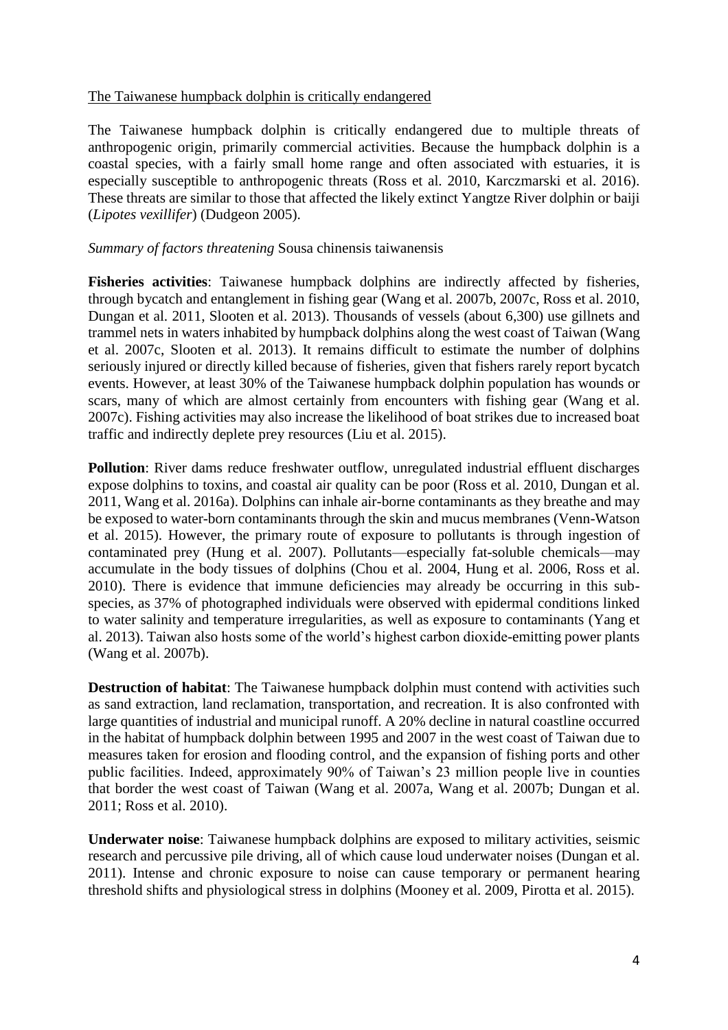The Taiwanese humpback dolphin is critically endangered

The Taiwanese humpback dolphin is critically endangered due to multiple threats of anthropogenic origin, primarily commercial activities. Because the humpback dolphin is a coastal species, with a fairly small home range and often associated with estuaries, it is especially susceptible to anthropogenic threats (Ross et al. 2010, Karczmarski et al. 2016). These threats are similar to those that affected the likely extinct Yangtze River dolphin or baiji (*Lipotes vexillifer*) (Dudgeon 2005).

*Summary of factors threatening* Sousa chinensis taiwanensis

**Fisheries activities**: Taiwanese humpback dolphins are indirectly affected by fisheries, through bycatch and entanglement in fishing gear (Wang et al. 2007b, 2007c, Ross et al. 2010, Dungan et al. 2011, Slooten et al. 2013). Thousands of vessels (about 6,300) use gillnets and trammel nets in waters inhabited by humpback dolphins along the west coast of Taiwan (Wang et al. 2007c, Slooten et al. 2013). It remains difficult to estimate the number of dolphins seriously injured or directly killed because of fisheries, given that fishers rarely report bycatch events. However, at least 30% of the Taiwanese humpback dolphin population has wounds or scars, many of which are almost certainly from encounters with fishing gear (Wang et al. 2007c). Fishing activities may also increase the likelihood of boat strikes due to increased boat traffic and indirectly deplete prey resources (Liu et al. 2015).

**Pollution**: River dams reduce freshwater outflow, unregulated industrial effluent discharges expose dolphins to toxins, and coastal air quality can be poor (Ross et al. 2010, Dungan et al. 2011, Wang et al. 2016a). Dolphins can inhale air-borne contaminants as they breathe and may be exposed to water-born contaminants through the skin and mucus membranes (Venn-Watson et al. 2015). However, the primary route of exposure to pollutants is through ingestion of contaminated prey (Hung et al. 2007). Pollutants—especially fat-soluble chemicals—may accumulate in the body tissues of dolphins (Chou et al. 2004, Hung et al. 2006, Ross et al. 2010). There is evidence that immune deficiencies may already be occurring in this sub-species, as 37% of photographed individuals were observed with epidermal conditions linked to water salinity and temperature irregularities, as well as exposure to contaminants (Yang et al. 2013). Taiwan also hosts some of the world's highest carbon dioxide-emitting power plants (Wang et al. 2007b).

**Destruction of habitat**: The Taiwanese humpback dolphin must contend with activities such as sand extraction, land reclamation, transportation, and recreation. It is also confronted with large quantities of industrial and municipal runoff. A 20% decline in natural coastline occurred in the habitat of humpback dolphin between 1995 and 2007 in the west coast of Taiwan due to measures taken for erosion and flooding control, and the expansion of fishing ports and other public facilities. Indeed, approximately 90% of Taiwan's 23 million people live in counties that border the west coast of Taiwan (Wang et al. 2007a, Wang et al. 2007b; Dungan et al. 2011; Ross et al. 2010).

**Underwater noise**: Taiwanese humpback dolphins are exposed to military activities, seismic research and percussive pile driving, all of which cause loud underwater noises (Dungan et al. 2011). Intense and chronic exposure to noise can cause temporary or permanent hearing threshold shifts and physiological stress in dolphins (Mooney et al. 2009, Pirotta et al. 2015).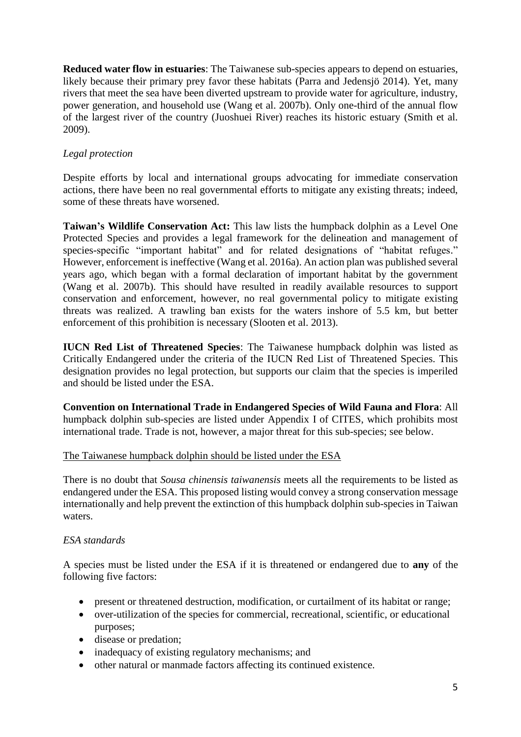**Reduced water flow in estuaries**: The Taiwanese sub-species appears to depend on estuaries, likely because their primary prey favor these habitats (Parra and Jedensjö 2014). Yet, many rivers that meet the sea have been diverted upstream to provide water for agriculture, industry, power generation, and household use (Wang et al. 2007b). Only one-third of the annual flow of the largest river of the country (Juoshuei River) reaches its historic estuary (Smith et al. 2009).

*Legal protection*

Despite efforts by local and international groups advocating for immediate conservation actions, there have been no real governmental efforts to mitigate any existing threats; indeed, some of these threats have worsened.

**Taiwan's Wildlife Conservation Act:** This law lists the humpback dolphin as a Level One Protected Species and provides a legal framework for the delineation and management of species-specific "important habitat" and for related designations of "habitat refuges." However, enforcement is ineffective (Wang et al. 2016a). An action plan was published several years ago, which began with a formal declaration of important habitat by the government (Wang et al. 2007b). This should have resulted in readily available resources to support conservation and enforcement, however, no real governmental policy to mitigate existing threats was realized. A trawling ban exists for the waters inshore of 5.5 km, but better enforcement of this prohibition is necessary (Slooten et al. 2013).

**IUCN Red List of Threatened Species**: The Taiwanese humpback dolphin was listed as Critically Endangered under the criteria of the IUCN Red List of Threatened Species. This designation provides no legal protection, but supports our claim that the species is imperiled and should be listed under the ESA.

**Convention on International Trade in Endangered Species of Wild Fauna and Flora**: All humpback dolphin sub-species are listed under Appendix I of CITES, which prohibits most international trade. Trade is not, however, a major threat for this sub-species; see below.

<u>The Taiwanese humpback dolphin should be listed under the ESA</u>

There is no doubt that *Sousa chinensis taiwanensis* meets all the requirements to be listed as endangered under the ESA. This proposed listing would convey a strong conservation message internationally and help prevent the extinction of this humpback dolphin sub-species in Taiwan waters.

*ESA standards*

A species must be listed under the ESA if it is threatened or endangered due to **any** of the following five factors:

- present or threatened destruction, modification, or curtailment of its habitat or range;
- over-utilization of the species for commercial, recreational, scientific, or educational purposes;
- disease or predation;
- inadequacy of existing regulatory mechanisms; and
- other natural or manmade factors affecting its continued existence.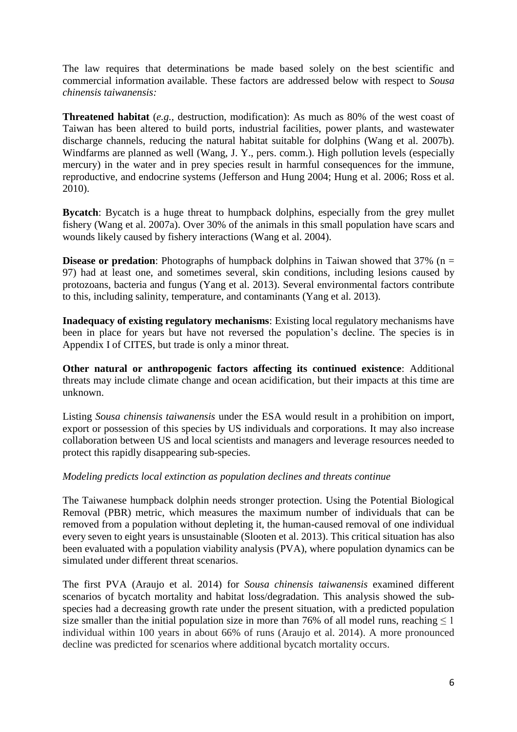The law requires that determinations be made based solely on the best scientific and commercial information available. These factors are addressed below with respect to *Sousa chinensis taiwanensis:*

**Threatened habitat** (*e.g.,* destruction, modification): As much as 80% of the west coast of Taiwan has been altered to build ports, industrial facilities, power plants, and wastewater discharge channels, reducing the natural habitat suitable for dolphins (Wang et al. 2007b). Windfarms are planned as well (Wang, J. Y., pers. comm.). High pollution levels (especially mercury) in the water and in prey species result in harmful consequences for the immune, reproductive, and endocrine systems (Jefferson and Hung 2004; Hung et al. 2006; Ross et al. 2010).

**Bycatch**: Bycatch is a huge threat to humpback dolphins, especially from the grey mullet fishery (Wang et al. 2007a). Over 30% of the animals in this small population have scars and wounds likely caused by fishery interactions (Wang et al. 2004).

**Disease or predation**: Photographs of humpback dolphins in Taiwan showed that 37% (n = 97) had at least one, and sometimes several, skin conditions, including lesions caused by protozoans, bacteria and fungus (Yang et al. 2013). Several environmental factors contribute to this, including salinity, temperature, and contaminants (Yang et al. 2013).

**Inadequacy of existing regulatory mechanisms**: Existing local regulatory mechanisms have been in place for years but have not reversed the population's decline. The species is in Appendix I of CITES, but trade is only a minor threat.

**Other natural or anthropogenic factors affecting its continued existence**: Additional threats may include climate change and ocean acidification, but their impacts at this time are unknown.

Listing *Sousa chinensis taiwanensis* under the ESA would result in a prohibition on import, export or possession of this species by US individuals and corporations. It may also increase collaboration between US and local scientists and managers and leverage resources needed to protect this rapidly disappearing sub-species.

*Modeling predicts local extinction as population declines and threats continue*

The Taiwanese humpback dolphin needs stronger protection. Using the Potential Biological Removal (PBR) metric, which measures the maximum number of individuals that can be removed from a population without depleting it, the human-caused removal of one individual every seven to eight years is unsustainable (Slooten et al. 2013). This critical situation has also been evaluated with a population viability analysis (PVA), where population dynamics can be simulated under different threat scenarios.

The first PVA (Araujo et al. 2014) for *Sousa chinensis taiwanensis* examined different scenarios of bycatch mortality and habitat loss/degradation. This analysis showed the sub-species had a decreasing growth rate under the present situation, with a predicted population size smaller than the initial population size in more than 76% of all model runs, reaching $\leq 1$ individual within 100 years in about 66% of runs (Araujo et al. 2014). A more pronounced decline was predicted for scenarios where additional bycatch mortality occurs.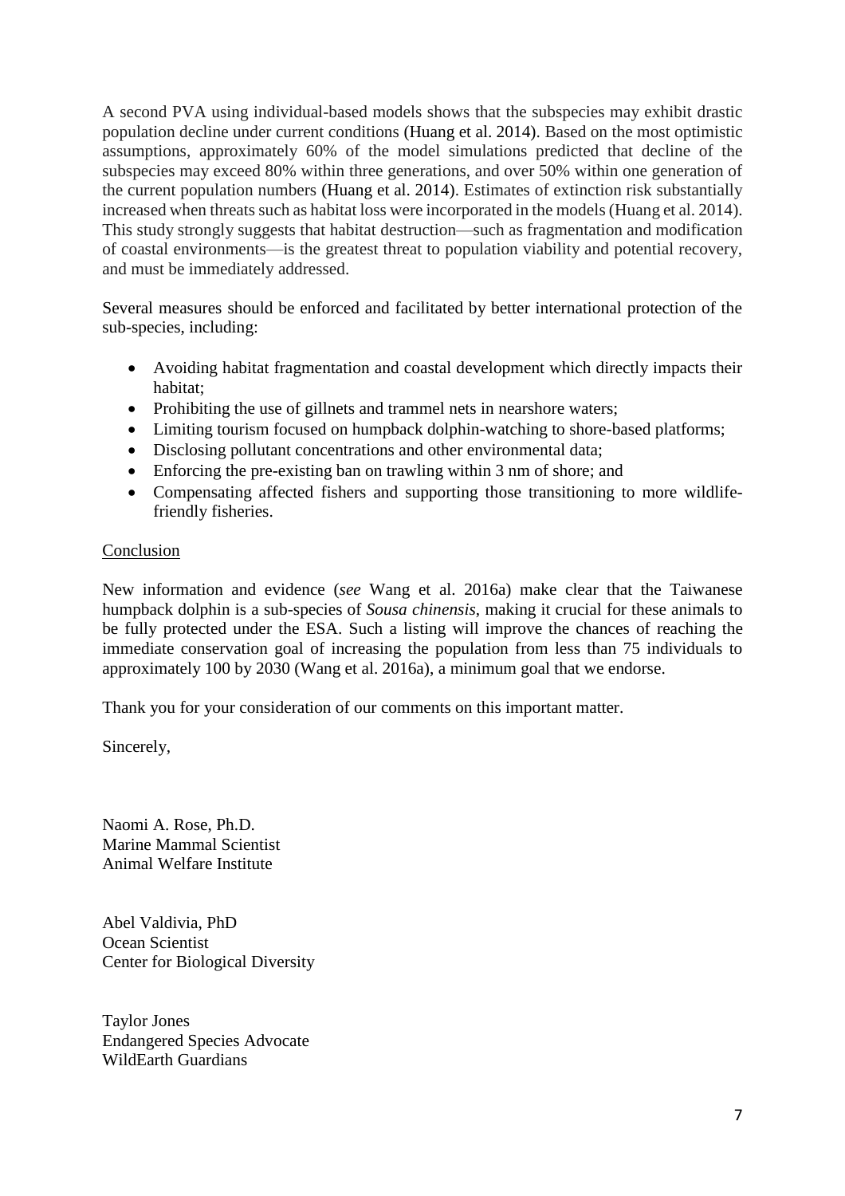A second PVA using individual-based models shows that the subspecies may exhibit drastic population decline under current conditions (Huang et al. 2014). Based on the most optimistic assumptions, approximately 60% of the model simulations predicted that decline of the subspecies may exceed 80% within three generations, and over 50% within one generation of the current population numbers (Huang et al. 2014). Estimates of extinction risk substantially increased when threats such as habitat loss were incorporated in the models (Huang et al. 2014). This study strongly suggests that habitat destruction—such as fragmentation and modification of coastal environments—is the greatest threat to population viability and potential recovery, and must be immediately addressed.

Several measures should be enforced and facilitated by better international protection of the sub-species, including:

- Avoiding habitat fragmentation and coastal development which directly impacts their habitat;
- Prohibiting the use of gillnets and trammel nets in nearshore waters;
- Limiting tourism focused on humpback dolphin-watching to shore-based platforms;
- Disclosing pollutant concentrations and other environmental data;
- Enforcing the pre-existing ban on trawling within 3 nm of shore; and
- Compensating affected fishers and supporting those transitioning to more wildlife-friendly fisheries.

## Conclusion

New information and evidence (*see* Wang et al. 2016a) make clear that the Taiwanese humpback dolphin is a sub-species of *Sousa chinensis*, making it crucial for these animals to be fully protected under the ESA. Such a listing will improve the chances of reaching the immediate conservation goal of increasing the population from less than 75 individuals to approximately 100 by 2030 (Wang et al. 2016a), a minimum goal that we endorse.

Thank you for your consideration of our comments on this important matter.

Sincerely,

Naomi A. Rose, Ph.D.
Marine Mammal Scientist
Animal Welfare Institute

Abel Valdivia, PhD
Ocean Scientist
Center for Biological Diversity

Taylor Jones
Endangered Species Advocate
WildEarth Guardians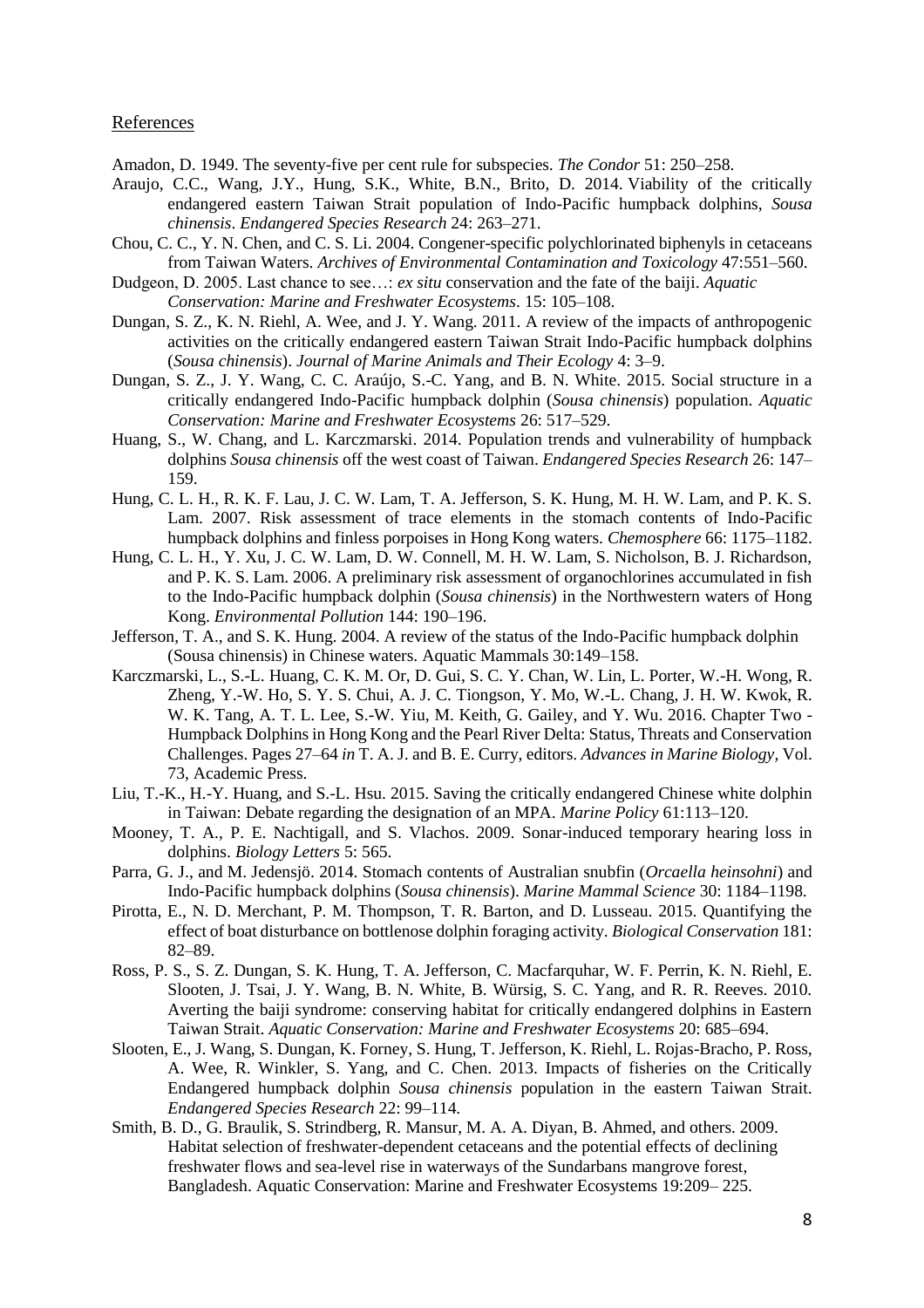## References

Amadon, D. 1949. The seventy-five per cent rule for subspecies. *The Condor* 51: 250–258.

Araujo, C.C., Wang, J.Y., Hung, S.K., White, B.N., Brito, D. 2014. Viability of the critically endangered eastern Taiwan Strait population of Indo-Pacific humpback dolphins, *Sousa chinensis*. *Endangered Species Research* 24: 263–271.

Chou, C. C., Y. N. Chen, and C. S. Li. 2004. Congener-specific polychlorinated biphenyls in cetaceans from Taiwan Waters. *Archives of Environmental Contamination and Toxicology* 47:551–560.

Dudgeon, D. 2005. Last chance to see…: *ex situ* conservation and the fate of the baiji. *Aquatic Conservation: Marine and Freshwater Ecosystems*. 15: 105–108.

Dungan, S. Z., K. N. Riehl, A. Wee, and J. Y. Wang. 2011. A review of the impacts of anthropogenic activities on the critically endangered eastern Taiwan Strait Indo-Pacific humpback dolphins (*Sousa chinensis*). *Journal of Marine Animals and Their Ecology* 4: 3–9.

Dungan, S. Z., J. Y. Wang, C. C. Araújo, S.-C. Yang, and B. N. White. 2015. Social structure in a critically endangered Indo-Pacific humpback dolphin (*Sousa chinensis*) population. *Aquatic Conservation: Marine and Freshwater Ecosystems* 26: 517–529.

Huang, S., W. Chang, and L. Karczmarski. 2014. Population trends and vulnerability of humpback dolphins *Sousa chinensis* off the west coast of Taiwan. *Endangered Species Research* 26: 147–159.

Hung, C. L. H., R. K. F. Lau, J. C. W. Lam, T. A. Jefferson, S. K. Hung, M. H. W. Lam, and P. K. S. Lam. 2007. Risk assessment of trace elements in the stomach contents of Indo-Pacific humpback dolphins and finless porpoises in Hong Kong waters. *Chemosphere* 66: 1175–1182.

Hung, C. L. H., Y. Xu, J. C. W. Lam, D. W. Connell, M. H. W. Lam, S. Nicholson, B. J. Richardson, and P. K. S. Lam. 2006. A preliminary risk assessment of organochlorines accumulated in fish to the Indo-Pacific humpback dolphin (*Sousa chinensis*) in the Northwestern waters of Hong Kong. *Environmental Pollution* 144: 190–196.

Jefferson, T. A., and S. K. Hung. 2004. A review of the status of the Indo-Pacific humpback dolphin (Sousa chinensis) in Chinese waters. Aquatic Mammals 30:149–158.

Karczmarski, L., S.-L. Huang, C. K. M. Or, D. Gui, S. C. Y. Chan, W. Lin, L. Porter, W.-H. Wong, R. Zheng, Y.-W. Ho, S. Y. S. Chui, A. J. C. Tiongson, Y. Mo, W.-L. Chang, J. H. W. Kwok, R. W. K. Tang, A. T. L. Lee, S.-W. Yiu, M. Keith, G. Gailey, and Y. Wu. 2016. Chapter Two - Humpback Dolphins in Hong Kong and the Pearl River Delta: Status, Threats and Conservation Challenges. Pages 27–64 *in* T. A. J. and B. E. Curry, editors. *Advances in Marine Biology*, Vol. 73, Academic Press.

Liu, T.-K., H.-Y. Huang, and S.-L. Hsu. 2015. Saving the critically endangered Chinese white dolphin in Taiwan: Debate regarding the designation of an MPA. *Marine Policy* 61:113–120.

Mooney, T. A., P. E. Nachtigall, and S. Vlachos. 2009. Sonar-induced temporary hearing loss in dolphins. *Biology Letters* 5: 565.

Parra, G. J., and M. Jedensjö. 2014. Stomach contents of Australian snubfin (*Orcaella heinsohni*) and Indo-Pacific humpback dolphins (*Sousa chinensis*). *Marine Mammal Science* 30: 1184–1198.

Pirotta, E., N. D. Merchant, P. M. Thompson, T. R. Barton, and D. Lusseau. 2015. Quantifying the effect of boat disturbance on bottlenose dolphin foraging activity. *Biological Conservation* 181: 82–89.

Ross, P. S., S. Z. Dungan, S. K. Hung, T. A. Jefferson, C. Macfarquhar, W. F. Perrin, K. N. Riehl, E. Slooten, J. Tsai, J. Y. Wang, B. N. White, B. Würsig, S. C. Yang, and R. R. Reeves. 2010. Averting the baiji syndrome: conserving habitat for critically endangered dolphins in Eastern Taiwan Strait. *Aquatic Conservation: Marine and Freshwater Ecosystems* 20: 685–694.

Slooten, E., J. Wang, S. Dungan, K. Forney, S. Hung, T. Jefferson, K. Riehl, L. Rojas-Bracho, P. Ross, A. Wee, R. Winkler, S. Yang, and C. Chen. 2013. Impacts of fisheries on the Critically Endangered humpback dolphin *Sousa chinensis* population in the eastern Taiwan Strait. *Endangered Species Research* 22: 99–114.

Smith, B. D., G. Braulik, S. Strindberg, R. Mansur, M. A. A. Diyan, B. Ahmed, and others. 2009. Habitat selection of freshwater-dependent cetaceans and the potential effects of declining freshwater flows and sea-level rise in waterways of the Sundarbans mangrove forest, Bangladesh. Aquatic Conservation: Marine and Freshwater Ecosystems 19:209– 225.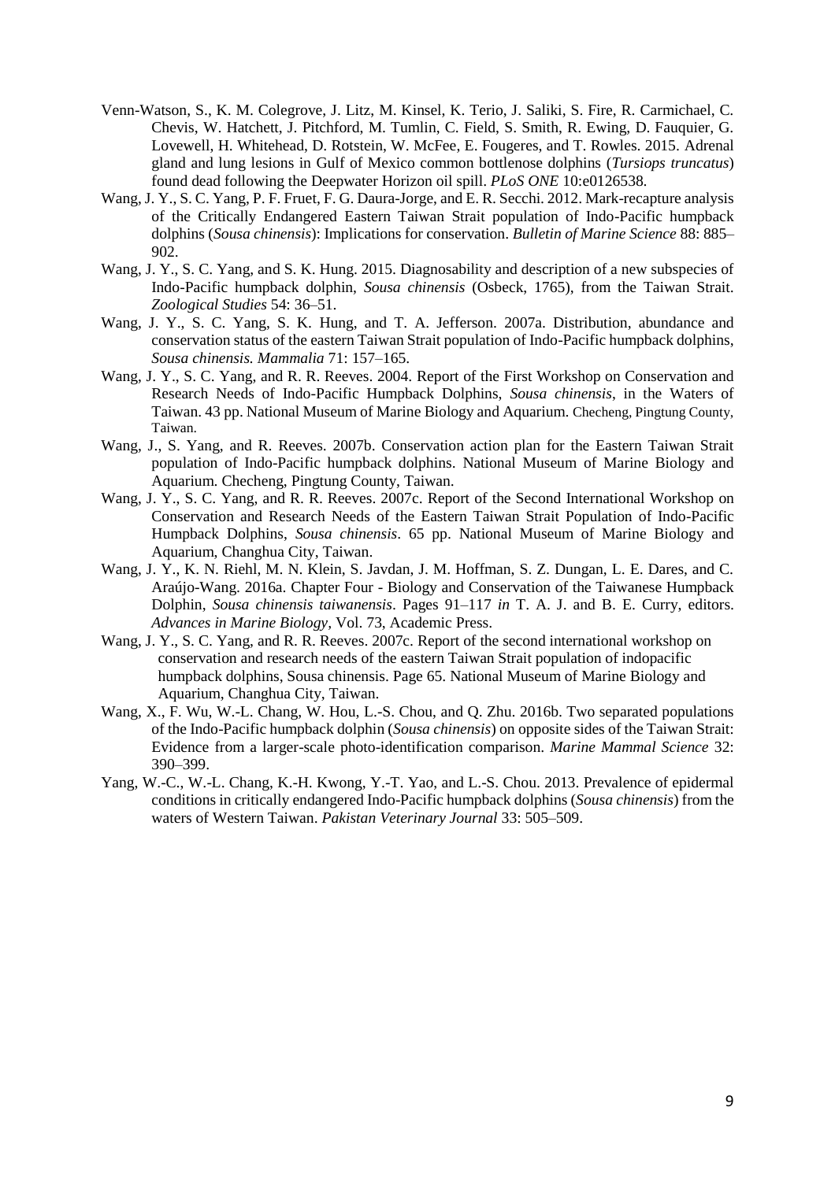Venn-Watson, S., K. M. Colegrove, J. Litz, M. Kinsel, K. Terio, J. Saliki, S. Fire, R. Carmichael, C. Chevis, W. Hatchett, J. Pitchford, M. Tumlin, C. Field, S. Smith, R. Ewing, D. Fauquier, G. Lovewell, H. Whitehead, D. Rotstein, W. McFee, E. Fougeres, and T. Rowles. 2015. Adrenal gland and lung lesions in Gulf of Mexico common bottlenose dolphins (*Tursiops truncatus*) found dead following the Deepwater Horizon oil spill. *PLoS ONE* 10:e0126538.

Wang, J. Y., S. C. Yang, P. F. Fruet, F. G. Daura-Jorge, and E. R. Secchi. 2012. Mark-recapture analysis of the Critically Endangered Eastern Taiwan Strait population of Indo-Pacific humpback dolphins (*Sousa chinensis*): Implications for conservation. *Bulletin of Marine Science* 88: 885–902.

Wang, J. Y., S. C. Yang, and S. K. Hung. 2015. Diagnosability and description of a new subspecies of Indo-Pacific humpback dolphin, *Sousa chinensis* (Osbeck, 1765), from the Taiwan Strait. *Zoological Studies* 54: 36–51.

Wang, J. Y., S. C. Yang, S. K. Hung, and T. A. Jefferson. 2007a. Distribution, abundance and conservation status of the eastern Taiwan Strait population of Indo-Pacific humpback dolphins, *Sousa chinensis. Mammalia* 71: 157–165.

Wang, J. Y., S. C. Yang, and R. R. Reeves. 2004. Report of the First Workshop on Conservation and Research Needs of Indo-Pacific Humpback Dolphins, *Sousa chinensis*, in the Waters of Taiwan. 43 pp. National Museum of Marine Biology and Aquarium. Checheng, Pingtung County, Taiwan.

Wang, J., S. Yang, and R. Reeves. 2007b. Conservation action plan for the Eastern Taiwan Strait population of Indo-Pacific humpback dolphins. National Museum of Marine Biology and Aquarium. Checheng, Pingtung County, Taiwan.

Wang, J. Y., S. C. Yang, and R. R. Reeves. 2007c. Report of the Second International Workshop on Conservation and Research Needs of the Eastern Taiwan Strait Population of Indo-Pacific Humpback Dolphins, *Sousa chinensis*. 65 pp. National Museum of Marine Biology and Aquarium, Changhua City, Taiwan.

Wang, J. Y., K. N. Riehl, M. N. Klein, S. Javdan, J. M. Hoffman, S. Z. Dungan, L. E. Dares, and C. Araújo-Wang. 2016a. Chapter Four - Biology and Conservation of the Taiwanese Humpback Dolphin, *Sousa chinensis taiwanensis*. Pages 91–117 *in* T. A. J. and B. E. Curry, editors. *Advances in Marine Biology*, Vol. 73, Academic Press.

Wang, J. Y., S. C. Yang, and R. R. Reeves. 2007c. Report of the second international workshop on conservation and research needs of the eastern Taiwan Strait population of indopacific humpback dolphins, Sousa chinensis. Page 65. National Museum of Marine Biology and Aquarium, Changhua City, Taiwan.

Wang, X., F. Wu, W.-L. Chang, W. Hou, L.-S. Chou, and Q. Zhu. 2016b. Two separated populations of the Indo-Pacific humpback dolphin (*Sousa chinensis*) on opposite sides of the Taiwan Strait: Evidence from a larger-scale photo-identification comparison. *Marine Mammal Science* 32: 390–399.

Yang, W.-C., W.-L. Chang, K.-H. Kwong, Y.-T. Yao, and L.-S. Chou. 2013. Prevalence of epidermal conditions in critically endangered Indo-Pacific humpback dolphins (*Sousa chinensis*) from the waters of Western Taiwan. *Pakistan Veterinary Journal* 33: 505–509.